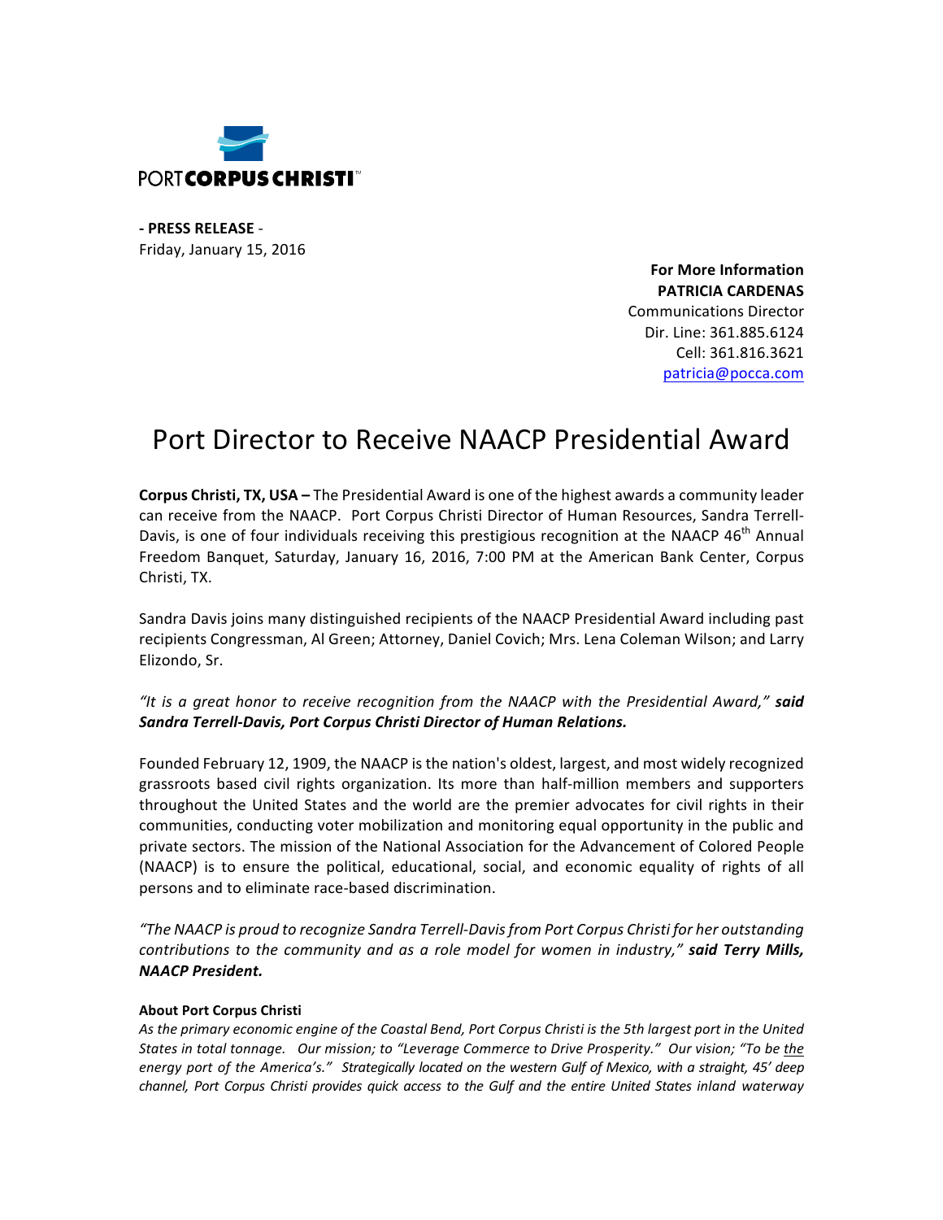PORT CORPUS CHRISTI™

**- PRESS RELEASE -**
Friday, January 15, 2016

**For More Information**
**PATRICIA CARDENAS**
Communications Director
Dir. Line: 361.885.6124
Cell: 361.816.3621
patricia@pocca.com

# Port Director to Receive NAACP Presidential Award

**Corpus Christi, TX, USA –** The Presidential Award is one of the highest awards a community leader can receive from the NAACP. Port Corpus Christi Director of Human Resources, Sandra Terrell-Davis, is one of four individuals receiving this prestigious recognition at the NAACP 46th Annual Freedom Banquet, Saturday, January 16, 2016, 7:00 PM at the American Bank Center, Corpus Christi, TX.

Sandra Davis joins many distinguished recipients of the NAACP Presidential Award including past recipients Congressman, Al Green; Attorney, Daniel Covich; Mrs. Lena Coleman Wilson; and Larry Elizondo, Sr.

*"It is a great honor to receive recognition from the NAACP with the Presidential Award," **said Sandra Terrell-Davis, Port Corpus Christi Director of Human Relations.***

Founded February 12, 1909, the NAACP is the nation's oldest, largest, and most widely recognized grassroots based civil rights organization. Its more than half-million members and supporters throughout the United States and the world are the premier advocates for civil rights in their communities, conducting voter mobilization and monitoring equal opportunity in the public and private sectors. The mission of the National Association for the Advancement of Colored People (NAACP) is to ensure the political, educational, social, and economic equality of rights of all persons and to eliminate race-based discrimination.

*"The NAACP is proud to recognize Sandra Terrell-Davis from Port Corpus Christi for her outstanding contributions to the community and as a role model for women in industry," **said Terry Mills, NAACP President.***

**About Port Corpus Christi**

*As the primary economic engine of the Coastal Bend, Port Corpus Christi is the 5th largest port in the United States in total tonnage. Our mission; to "Leverage Commerce to Drive Prosperity." Our vision; "To be the energy port of the America's." Strategically located on the western Gulf of Mexico, with a straight, 45' deep channel, Port Corpus Christi provides quick access to the Gulf and the entire United States inland waterway*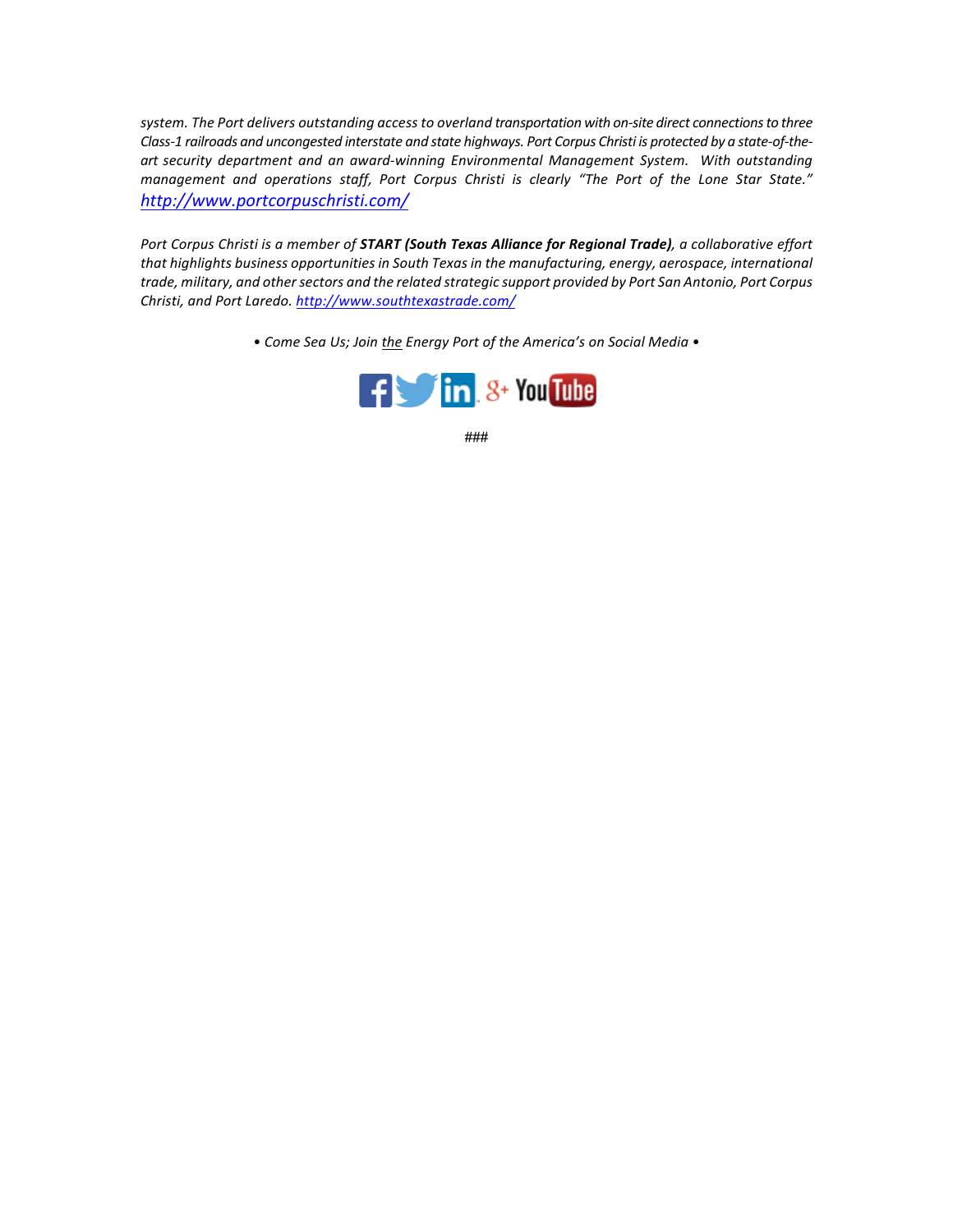*system. The Port delivers outstanding access to overland transportation with on-site direct connections to three Class-1 railroads and uncongested interstate and state highways. Port Corpus Christi is protected by a state-of-the-art security department and an award-winning Environmental Management System. With outstanding management and operations staff, Port Corpus Christi is clearly "The Port of the Lone Star State."* *http://www.portcorpuschristi.com/*

*Port Corpus Christi is a member of* ***START (South Texas Alliance for Regional Trade)****, a collaborative effort that highlights business opportunities in South Texas in the manufacturing, energy, aerospace, international trade, military, and other sectors and the related strategic support provided by Port San Antonio, Port Corpus Christi, and Port Laredo.* *http://www.southtexastrade.com/*

*• Come Sea Us; Join the Energy Port of the America's on Social Media •*

###